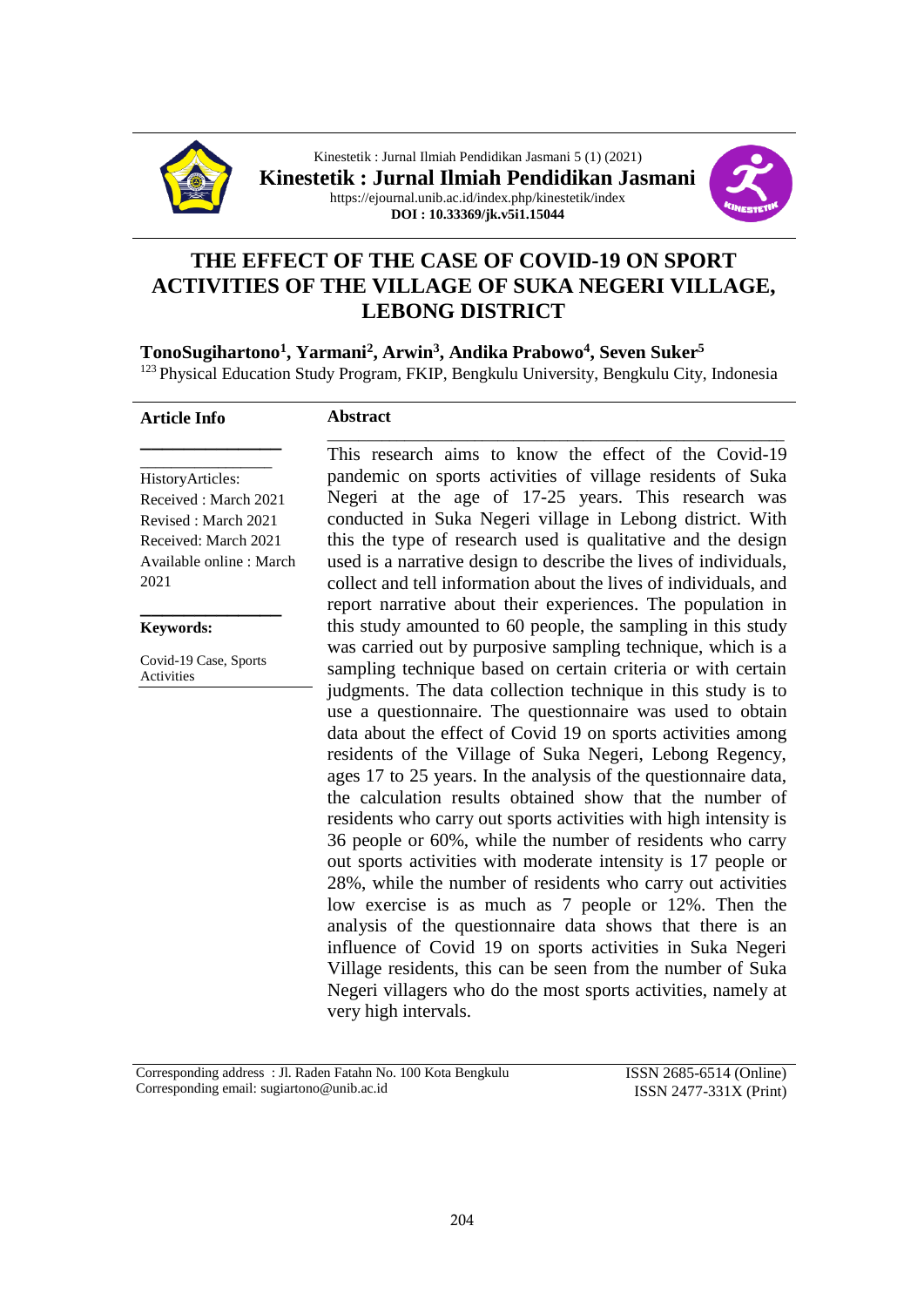Kinestetik : Jurnal Ilmiah Pendidikan Jasmani 5 (1) (2021)

**Kinestetik : Jurnal Ilmiah Pendidikan Jasmani**

https://ejournal.unib.ac.id/index.php/kinestetik/index

**DOI : 10.33369/jk.v5i1.15044**

# THE EFFECT OF THE CASE OF COVID-19 ON SPORT ACTIVITIES OF THE VILLAGE OF SUKA NEGERI VILLAGE, LEBONG DISTRICT

**TonoSugihartono[1], Yarmani[2], Arwin[3], Andika Prabowo[4], Seven Suker[5]**

[123] Physical Education Study Program, FKIP, Bengkulu University, Bengkulu City, Indonesia

**Article Info**

HistoryArticles:
Received : March 2021
Revised : March 2021
Received: March 2021
Available online : March 2021

**Keywords:**

Covid-19 Case, Sports Activities

**Abstract**

This research aims to know the effect of the Covid-19 pandemic on sports activities of village residents of Suka Negeri at the age of 17-25 years. This research was conducted in Suka Negeri village in Lebong district. With this the type of research used is qualitative and the design used is a narrative design to describe the lives of individuals, collect and tell information about the lives of individuals, and report narrative about their experiences. The population in this study amounted to 60 people, the sampling in this study was carried out by purposive sampling technique, which is a sampling technique based on certain criteria or with certain judgments. The data collection technique in this study is to use a questionnaire. The questionnaire was used to obtain data about the effect of Covid 19 on sports activities among residents of the Village of Suka Negeri, Lebong Regency, ages 17 to 25 years. In the analysis of the questionnaire data, the calculation results obtained show that the number of residents who carry out sports activities with high intensity is 36 people or 60%, while the number of residents who carry out sports activities with moderate intensity is 17 people or 28%, while the number of residents who carry out activities low exercise is as much as 7 people or 12%. Then the analysis of the questionnaire data shows that there is an influence of Covid 19 on sports activities in Suka Negeri Village residents, this can be seen from the number of Suka Negeri villagers who do the most sports activities, namely at very high intervals.

Corresponding address : Jl. Raden Fatahn No. 100 Kota Bengkulu
Corresponding email: sugiartono@unib.ac.id

ISSN 2685-6514 (Online)
ISSN 2477-331X (Print)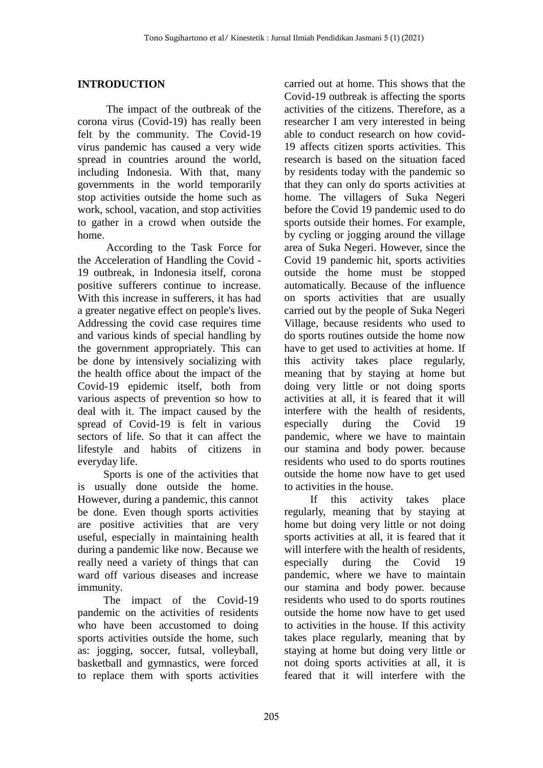## INTRODUCTION

The impact of the outbreak of the corona virus (Covid-19) has really been felt by the community. The Covid-19 virus pandemic has caused a very wide spread in countries around the world, including Indonesia. With that, many governments in the world temporarily stop activities outside the home such as work, school, vacation, and stop activities to gather in a crowd when outside the home.

According to the Task Force for the Acceleration of Handling the Covid - 19 outbreak, in Indonesia itself, corona positive sufferers continue to increase. With this increase in sufferers, it has had a greater negative effect on people's lives. Addressing the covid case requires time and various kinds of special handling by the government appropriately. This can be done by intensively socializing with the health office about the impact of the Covid-19 epidemic itself, both from various aspects of prevention so how to deal with it. The impact caused by the spread of Covid-19 is felt in various sectors of life. So that it can affect the lifestyle and habits of citizens in everyday life.

Sports is one of the activities that is usually done outside the home. However, during a pandemic, this cannot be done. Even though sports activities are positive activities that are very useful, especially in maintaining health during a pandemic like now. Because we really need a variety of things that can ward off various diseases and increase immunity.

The impact of the Covid-19 pandemic on the activities of residents who have been accustomed to doing sports activities outside the home, such as: jogging, soccer, futsal, volleyball, basketball and gymnastics, were forced to replace them with sports activities carried out at home. This shows that the Covid-19 outbreak is affecting the sports activities of the citizens. Therefore, as a researcher I am very interested in being able to conduct research on how covid-19 affects citizen sports activities. This research is based on the situation faced by residents today with the pandemic so that they can only do sports activities at home. The villagers of Suka Negeri before the Covid 19 pandemic used to do sports outside their homes. For example, by cycling or jogging around the village area of Suka Negeri. However, since the Covid 19 pandemic hit, sports activities outside the home must be stopped automatically. Because of the influence on sports activities that are usually carried out by the people of Suka Negeri Village, because residents who used to do sports routines outside the home now have to get used to activities at home. If this activity takes place regularly, meaning that by staying at home but doing very little or not doing sports activities at all, it is feared that it will interfere with the health of residents, especially during the Covid 19 pandemic, where we have to maintain our stamina and body power. because residents who used to do sports routines outside the home now have to get used to activities in the house.

If this activity takes place regularly, meaning that by staying at home but doing very little or not doing sports activities at all, it is feared that it will interfere with the health of residents, especially during the Covid 19 pandemic, where we have to maintain our stamina and body power. because residents who used to do sports routines outside the home now have to get used to activities in the house. If this activity takes place regularly, meaning that by staying at home but doing very little or not doing sports activities at all, it is feared that it will interfere with the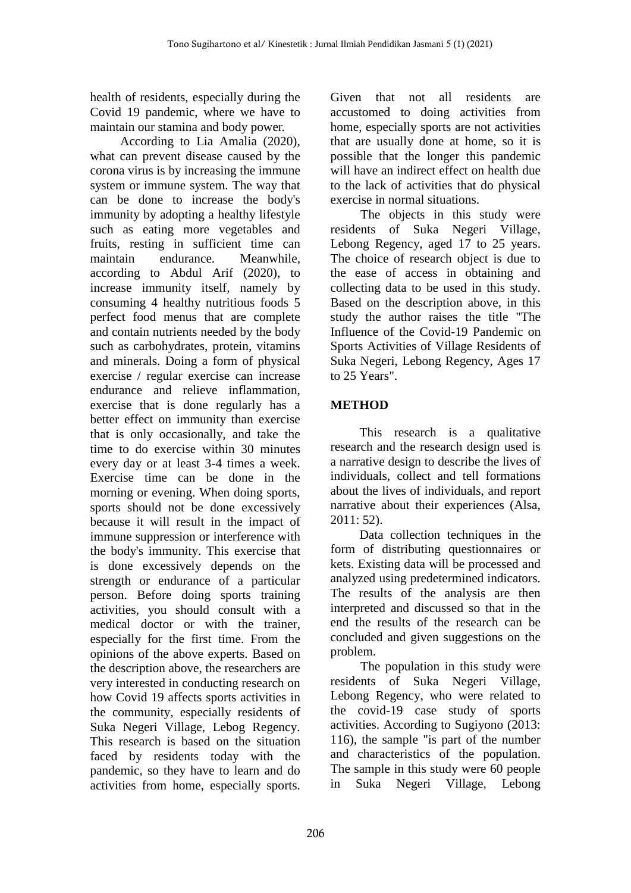health of residents, especially during the Covid 19 pandemic, where we have to maintain our stamina and body power.

According to Lia Amalia (2020), what can prevent disease caused by the corona virus is by increasing the immune system or immune system. The way that can be done to increase the body's immunity by adopting a healthy lifestyle such as eating more vegetables and fruits, resting in sufficient time can maintain endurance. Meanwhile, according to Abdul Arif (2020), to increase immunity itself, namely by consuming 4 healthy nutritious foods 5 perfect food menus that are complete and contain nutrients needed by the body such as carbohydrates, protein, vitamins and minerals. Doing a form of physical exercise / regular exercise can increase endurance and relieve inflammation, exercise that is done regularly has a better effect on immunity than exercise that is only occasionally, and take the time to do exercise within 30 minutes every day or at least 3-4 times a week. Exercise time can be done in the morning or evening. When doing sports, sports should not be done excessively because it will result in the impact of immune suppression or interference with the body's immunity. This exercise that is done excessively depends on the strength or endurance of a particular person. Before doing sports training activities, you should consult with a medical doctor or with the trainer, especially for the first time. From the opinions of the above experts. Based on the description above, the researchers are very interested in conducting research on how Covid 19 affects sports activities in the community, especially residents of Suka Negeri Village, Lebog Regency. This research is based on the situation faced by residents today with the pandemic, so they have to learn and do activities from home, especially sports. Given that not all residents are accustomed to doing activities from home, especially sports are not activities that are usually done at home, so it is possible that the longer this pandemic will have an indirect effect on health due to the lack of activities that do physical exercise in normal situations.

The objects in this study were residents of Suka Negeri Village, Lebong Regency, aged 17 to 25 years. The choice of research object is due to the ease of access in obtaining and collecting data to be used in this study. Based on the description above, in this study the author raises the title "The Influence of the Covid-19 Pandemic on Sports Activities of Village Residents of Suka Negeri, Lebong Regency, Ages 17 to 25 Years".

## METHOD

This research is a qualitative research and the research design used is a narrative design to describe the lives of individuals, collect and tell formations about the lives of individuals, and report narrative about their experiences (Alsa, 2011: 52).

Data collection techniques in the form of distributing questionnaires or kets. Existing data will be processed and analyzed using predetermined indicators. The results of the analysis are then interpreted and discussed so that in the end the results of the research can be concluded and given suggestions on the problem.

The population in this study were residents of Suka Negeri Village, Lebong Regency, who were related to the covid-19 case study of sports activities. According to Sugiyono (2013: 116), the sample "is part of the number and characteristics of the population. The sample in this study were 60 people in Suka Negeri Village, Lebong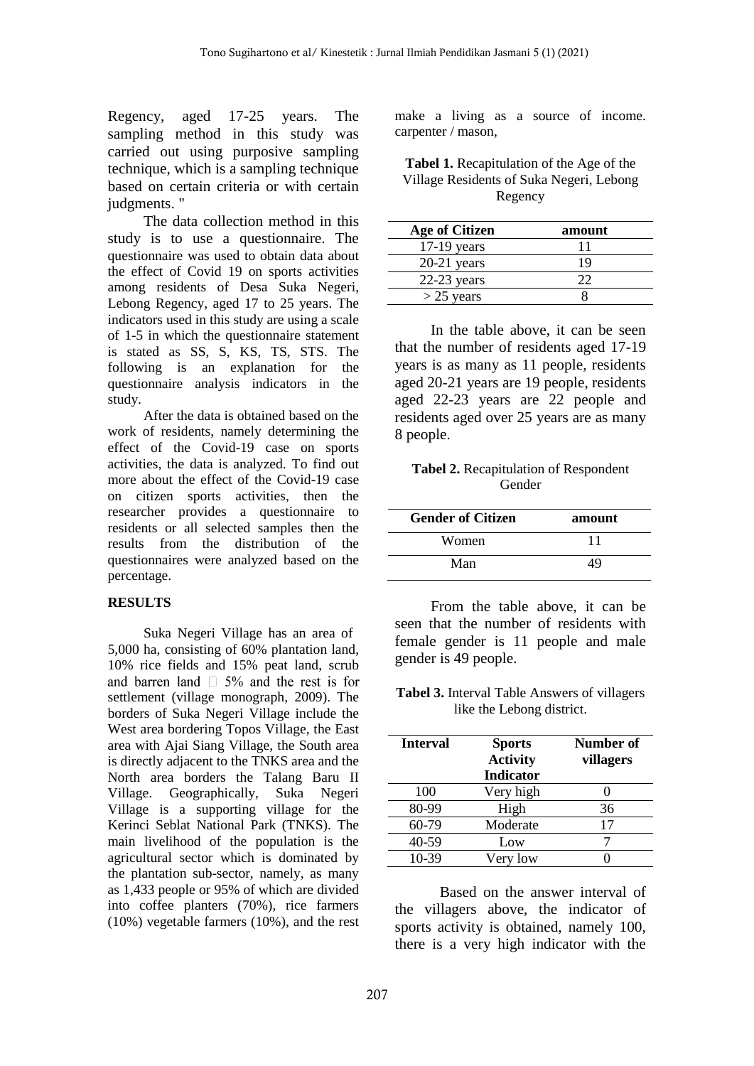Regency, aged 17-25 years. The sampling method in this study was carried out using purposive sampling technique, which is a sampling technique based on certain criteria or with certain judgments. "

The data collection method in this study is to use a questionnaire. The questionnaire was used to obtain data about the effect of Covid 19 on sports activities among residents of Desa Suka Negeri, Lebong Regency, aged 17 to 25 years. The indicators used in this study are using a scale of 1-5 in which the questionnaire statement is stated as SS, S, KS, TS, STS. The following is an explanation for the questionnaire analysis indicators in the study.

After the data is obtained based on the work of residents, namely determining the effect of the Covid-19 case on sports activities, the data is analyzed. To find out more about the effect of the Covid-19 case on citizen sports activities, then the researcher provides a questionnaire to residents or all selected samples then the results from the distribution of the questionnaires were analyzed based on the percentage.

## RESULTS

Suka Negeri Village has an area of 5,000 ha, consisting of 60% plantation land, 10% rice fields and 15% peat land, scrub and barren land  5% and the rest is for settlement (village monograph, 2009). The borders of Suka Negeri Village include the West area bordering Topos Village, the East area with Ajai Siang Village, the South area is directly adjacent to the TNKS area and the North area borders the Talang Baru II Village. Geographically, Suka Negeri Village is a supporting village for the Kerinci Seblat National Park (TNKS). The main livelihood of the population is the agricultural sector which is dominated by the plantation sub-sector, namely, as many as 1,433 people or 95% of which are divided into coffee planters (70%), rice farmers (10%) vegetable farmers (10%), and the rest make a living as a source of income. carpenter / mason,

**Tabel 1.** Recapitulation of the Age of the Village Residents of Suka Negeri, Lebong Regency

| Age of Citizen | amount |
|---|---|
| 17-19 years | 11 |
| 20-21 years | 19 |
| 22-23 years | 22 |
| > 25 years | 8 |

In the table above, it can be seen that the number of residents aged 17-19 years is as many as 11 people, residents aged 20-21 years are 19 people, residents aged 22-23 years are 22 people and residents aged over 25 years are as many 8 people.

**Tabel 2.** Recapitulation of Respondent Gender

| Gender of Citizen | amount |
|---|---|
| Women | 11 |
| Man | 49 |

From the table above, it can be seen that the number of residents with female gender is 11 people and male gender is 49 people.

**Tabel 3.** Interval Table Answers of villagers like the Lebong district.

| Interval | Sports Activity Indicator | Number of villagers |
|---|---|---|
| 100 | Very high | 0 |
| 80-99 | High | 36 |
| 60-79 | Moderate | 17 |
| 40-59 | Low | 7 |
| 10-39 | Very low | 0 |

Based on the answer interval of the villagers above, the indicator of sports activity is obtained, namely 100, there is a very high indicator with the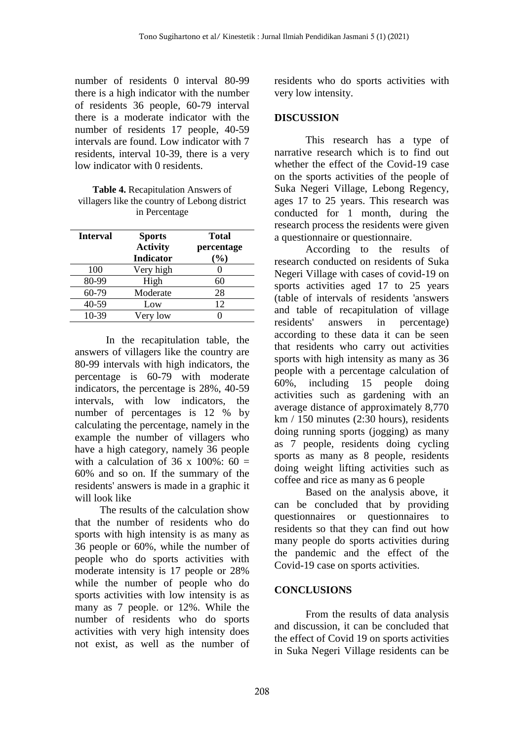number of residents 0 interval 80-99 there is a high indicator with the number of residents 36 people, 60-79 interval there is a moderate indicator with the number of residents 17 people, 40-59 intervals are found. Low indicator with 7 residents, interval 10-39, there is a very low indicator with 0 residents.

**Table 4.** Recapitulation Answers of villagers like the country of Lebong district in Percentage

| Interval | Sports Activity Indicator | Total percentage (%) |
|---|---|---|
| 100 | Very high | 0 |
| 80-99 | High | 60 |
| 60-79 | Moderate | 28 |
| 40-59 | Low | 12 |
| 10-39 | Very low | 0 |

In the recapitulation table, the answers of villagers like the country are 80-99 intervals with high indicators, the percentage is 60-79 with moderate indicators, the percentage is 28%, 40-59 intervals, with low indicators, the number of percentages is 12 % by calculating the percentage, namely in the example the number of villagers who have a high category, namely 36 people with a calculation of 36 x 100%: 60 = 60% and so on. If the summary of the residents' answers is made in a graphic it will look like

The results of the calculation show that the number of residents who do sports with high intensity is as many as 36 people or 60%, while the number of people who do sports activities with moderate intensity is 17 people or 28% while the number of people who do sports activities with low intensity is as many as 7 people. or 12%. While the number of residents who do sports activities with very high intensity does not exist, as well as the number of residents who do sports activities with very low intensity.

## DISCUSSION

This research has a type of narrative research which is to find out whether the effect of the Covid-19 case on the sports activities of the people of Suka Negeri Village, Lebong Regency, ages 17 to 25 years. This research was conducted for 1 month, during the research process the residents were given a questionnaire or questionnaire.

According to the results of research conducted on residents of Suka Negeri Village with cases of covid-19 on sports activities aged 17 to 25 years (table of intervals of residents 'answers and table of recapitulation of village residents' answers in percentage) according to these data it can be seen that residents who carry out activities sports with high intensity as many as 36 people with a percentage calculation of 60%, including 15 people doing activities such as gardening with an average distance of approximately 8,770 km / 150 minutes (2:30 hours), residents doing running sports (jogging) as many as 7 people, residents doing cycling sports as many as 8 people, residents doing weight lifting activities such as coffee and rice as many as 6 people

Based on the analysis above, it can be concluded that by providing questionnaires or questionnaires to residents so that they can find out how many people do sports activities during the pandemic and the effect of the Covid-19 case on sports activities.

## CONCLUSIONS

From the results of data analysis and discussion, it can be concluded that the effect of Covid 19 on sports activities in Suka Negeri Village residents can be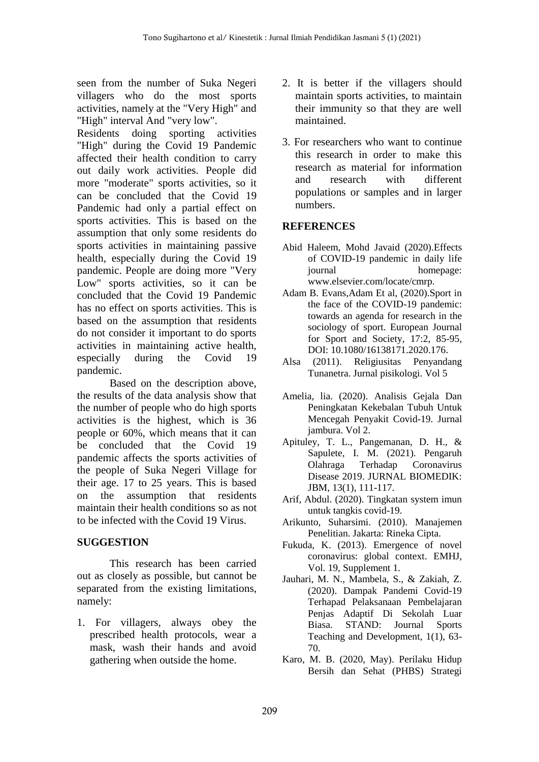seen from the number of Suka Negeri villagers who do the most sports activities, namely at the "Very High" and "High" interval And "very low".

Residents doing sporting activities "High" during the Covid 19 Pandemic affected their health condition to carry out daily work activities. People did more "moderate" sports activities, so it can be concluded that the Covid 19 Pandemic had only a partial effect on sports activities. This is based on the assumption that only some residents do sports activities in maintaining passive health, especially during the Covid 19 pandemic. People are doing more "Very Low" sports activities, so it can be concluded that the Covid 19 Pandemic has no effect on sports activities. This is based on the assumption that residents do not consider it important to do sports activities in maintaining active health, especially during the Covid 19 pandemic.

Based on the description above, the results of the data analysis show that the number of people who do high sports activities is the highest, which is 36 people or 60%, which means that it can be concluded that the Covid 19 pandemic affects the sports activities of the people of Suka Negeri Village for their age. 17 to 25 years. This is based on the assumption that residents maintain their health conditions so as not to be infected with the Covid 19 Virus.

## SUGGESTION

This research has been carried out as closely as possible, but cannot be separated from the existing limitations, namely:

1. For villagers, always obey the prescribed health protocols, wear a mask, wash their hands and avoid gathering when outside the home.
2. It is better if the villagers should maintain sports activities, to maintain their immunity so that they are well maintained.
3. For researchers who want to continue this research in order to make this research as material for information and research with different populations or samples and in larger numbers.

## REFERENCES

Abid Haleem, Mohd Javaid (2020).Effects of COVID-19 pandemic in daily life journal homepage: www.elsevier.com/locate/cmrp.

Adam B. Evans,Adam Et al, (2020).Sport in the face of the COVID-19 pandemic: towards an agenda for research in the sociology of sport. European Journal for Sport and Society, 17:2, 85-95, DOI: 10.1080/16138171.2020.176.

Alsa (2011). Religiusitas Penyandang Tunanetra. Jurnal pisikologi. Vol 5

Amelia, lia. (2020). Analisis Gejala Dan Peningkatan Kekebalan Tubuh Untuk Mencegah Penyakit Covid-19. Jurnal jambura. Vol 2.

Apituley, T. L., Pangemanan, D. H., & Sapulete, I. M. (2021). Pengaruh Olahraga Terhadap Coronavirus Disease 2019. JURNAL BIOMEDIK: JBM, 13(1), 111-117.

Arif, Abdul. (2020). Tingkatan system imun untuk tangkis covid-19.

Arikunto, Suharsimi. (2010). Manajemen Penelitian. Jakarta: Rineka Cipta.

Fukuda, K. (2013). Emergence of novel coronavirus: global context. EMHJ, Vol. 19, Supplement 1.

Jauhari, M. N., Mambela, S., & Zakiah, Z. (2020). Dampak Pandemi Covid-19 Terhapad Pelaksanaan Pembelajaran Penjas Adaptif Di Sekolah Luar Biasa. STAND: Journal Sports Teaching and Development, 1(1), 63-70.

Karo, M. B. (2020, May). Perilaku Hidup Bersih dan Sehat (PHBS) Strategi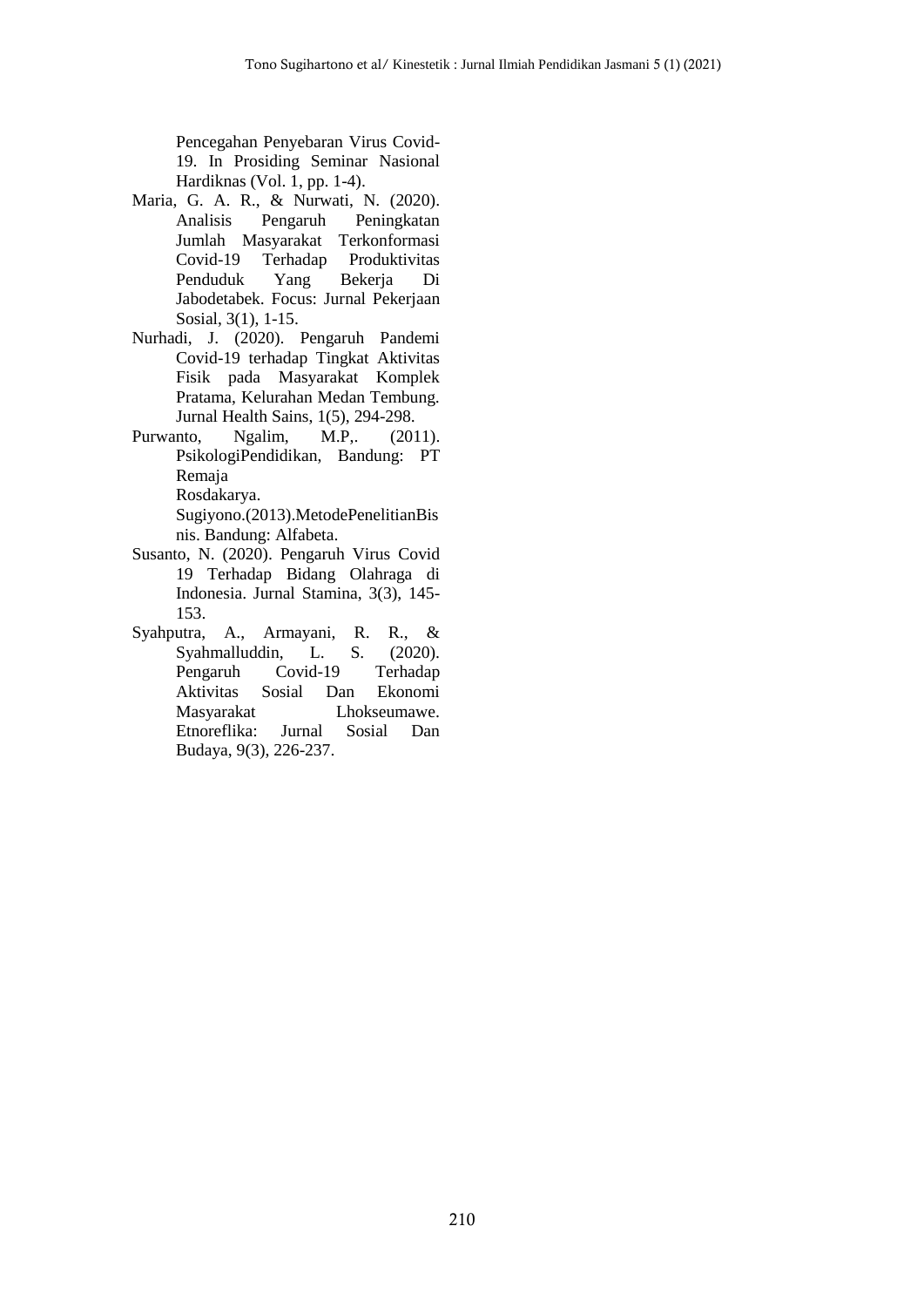Pencegahan Penyebaran Virus Covid-19. In Prosiding Seminar Nasional Hardiknas (Vol. 1, pp. 1-4).

Maria, G. A. R., & Nurwati, N. (2020). Analisis Pengaruh Peningkatan Jumlah Masyarakat Terkonformasi Covid-19 Terhadap Produktivitas Penduduk Yang Bekerja Di Jabodetabek. Focus: Jurnal Pekerjaan Sosial, 3(1), 1-15.

Nurhadi, J. (2020). Pengaruh Pandemi Covid-19 terhadap Tingkat Aktivitas Fisik pada Masyarakat Komplek Pratama, Kelurahan Medan Tembung. Jurnal Health Sains, 1(5), 294-298.

Purwanto, Ngalim, M.P,. (2011). PsikologiPendidikan, Bandung: PT Remaja Rosdakarya.
Sugiyono.(2013).MetodePenelitianBisnis. Bandung: Alfabeta.

Susanto, N. (2020). Pengaruh Virus Covid 19 Terhadap Bidang Olahraga di Indonesia. Jurnal Stamina, 3(3), 145-153.

Syahputra, A., Armayani, R. R., & Syahmalluddin, L. S. (2020). Pengaruh Covid-19 Terhadap Aktivitas Sosial Dan Ekonomi Masyarakat Lhokseumawe. Etnoreflika: Jurnal Sosial Dan Budaya, 9(3), 226-237.